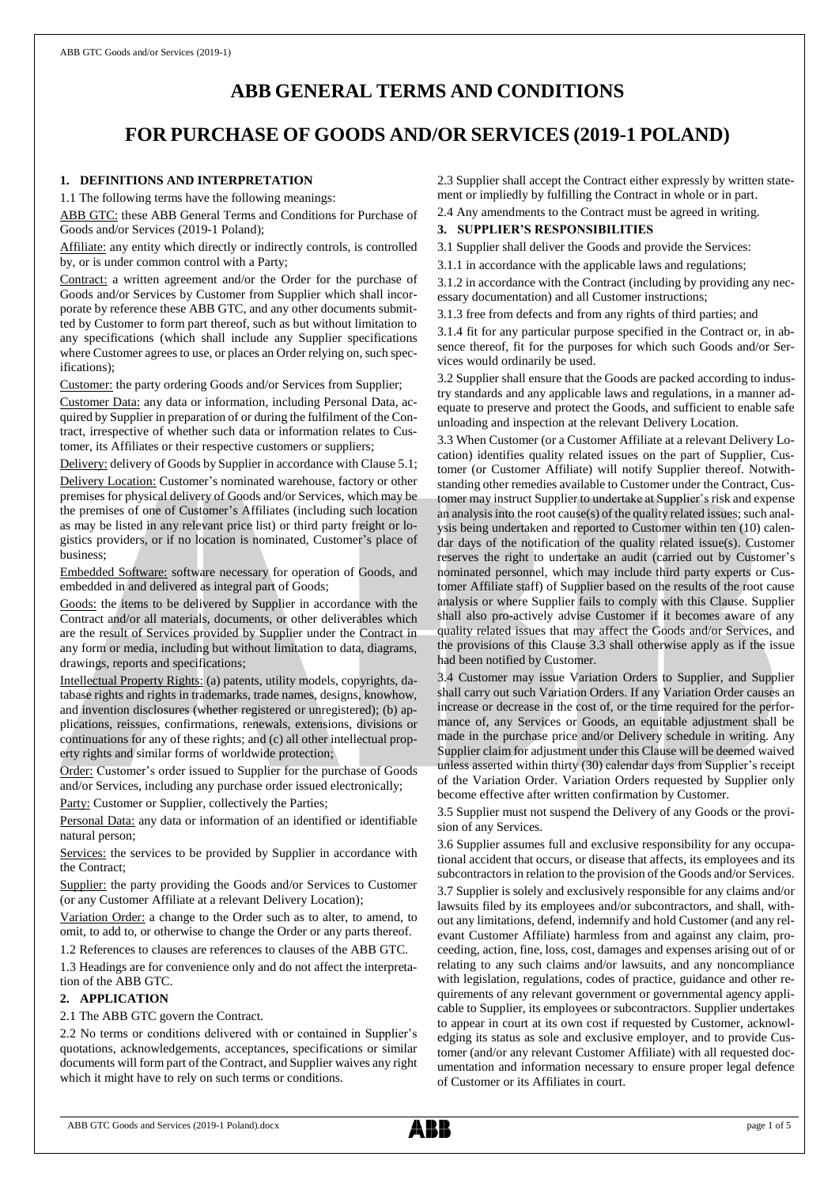# ABB GENERAL TERMS AND CONDITIONS

# FOR PURCHASE OF GOODS AND/OR SERVICES (2019-1 POLAND)

## 1. DEFINITIONS AND INTERPRETATION

1.1 The following terms have the following meanings:

ABB GTC: these ABB General Terms and Conditions for Purchase of Goods and/or Services (2019-1 Poland);

Affiliate: any entity which directly or indirectly controls, is controlled by, or is under common control with a Party;

Contract: a written agreement and/or the Order for the purchase of Goods and/or Services by Customer from Supplier which shall incorporate by reference these ABB GTC, and any other documents submitted by Customer to form part thereof, such as but without limitation to any specifications (which shall include any Supplier specifications where Customer agrees to use, or places an Order relying on, such specifications);

Customer: the party ordering Goods and/or Services from Supplier;

Customer Data: any data or information, including Personal Data, acquired by Supplier in preparation of or during the fulfilment of the Contract, irrespective of whether such data or information relates to Customer, its Affiliates or their respective customers or suppliers;

Delivery: delivery of Goods by Supplier in accordance with Clause 5.1;

Delivery Location: Customer's nominated warehouse, factory or other premises for physical delivery of Goods and/or Services, which may be the premises of one of Customer's Affiliates (including such location as may be listed in any relevant price list) or third party freight or logistics providers, or if no location is nominated, Customer's place of business;

Embedded Software: software necessary for operation of Goods, and embedded in and delivered as integral part of Goods;

Goods: the items to be delivered by Supplier in accordance with the Contract and/or all materials, documents, or other deliverables which are the result of Services provided by Supplier under the Contract in any form or media, including but without limitation to data, diagrams, drawings, reports and specifications;

Intellectual Property Rights: (a) patents, utility models, copyrights, database rights and rights in trademarks, trade names, designs, knowhow, and invention disclosures (whether registered or unregistered); (b) applications, reissues, confirmations, renewals, extensions, divisions or continuations for any of these rights; and (c) all other intellectual property rights and similar forms of worldwide protection;

Order: Customer's order issued to Supplier for the purchase of Goods and/or Services, including any purchase order issued electronically;

Party: Customer or Supplier, collectively the Parties;

Personal Data: any data or information of an identified or identifiable natural person;

Services: the services to be provided by Supplier in accordance with the Contract;

Supplier: the party providing the Goods and/or Services to Customer (or any Customer Affiliate at a relevant Delivery Location);

Variation Order: a change to the Order such as to alter, to amend, to omit, to add to, or otherwise to change the Order or any parts thereof.

1.2 References to clauses are references to clauses of the ABB GTC.

1.3 Headings are for convenience only and do not affect the interpretation of the ABB GTC.

## 2. APPLICATION

2.1 The ABB GTC govern the Contract.

2.2 No terms or conditions delivered with or contained in Supplier's quotations, acknowledgements, acceptances, specifications or similar documents will form part of the Contract, and Supplier waives any right which it might have to rely on such terms or conditions.

2.3 Supplier shall accept the Contract either expressly by written statement or impliedly by fulfilling the Contract in whole or in part.

2.4 Any amendments to the Contract must be agreed in writing.

## 3. SUPPLIER'S RESPONSIBILITIES

3.1 Supplier shall deliver the Goods and provide the Services:

3.1.1 in accordance with the applicable laws and regulations;

3.1.2 in accordance with the Contract (including by providing any necessary documentation) and all Customer instructions;

3.1.3 free from defects and from any rights of third parties; and

3.1.4 fit for any particular purpose specified in the Contract or, in absence thereof, fit for the purposes for which such Goods and/or Services would ordinarily be used.

3.2 Supplier shall ensure that the Goods are packed according to industry standards and any applicable laws and regulations, in a manner adequate to preserve and protect the Goods, and sufficient to enable safe unloading and inspection at the relevant Delivery Location.

3.3 When Customer (or a Customer Affiliate at a relevant Delivery Location) identifies quality related issues on the part of Supplier, Customer (or Customer Affiliate) will notify Supplier thereof. Notwithstanding other remedies available to Customer under the Contract, Customer may instruct Supplier to undertake at Supplier's risk and expense an analysis into the root cause(s) of the quality related issues; such analysis being undertaken and reported to Customer within ten (10) calendar days of the notification of the quality related issue(s). Customer reserves the right to undertake an audit (carried out by Customer's nominated personnel, which may include third party experts or Customer Affiliate staff) of Supplier based on the results of the root cause analysis or where Supplier fails to comply with this Clause. Supplier shall also pro-actively advise Customer if it becomes aware of any quality related issues that may affect the Goods and/or Services, and the provisions of this Clause 3.3 shall otherwise apply as if the issue had been notified by Customer.

3.4 Customer may issue Variation Orders to Supplier, and Supplier shall carry out such Variation Orders. If any Variation Order causes an increase or decrease in the cost of, or the time required for the performance of, any Services or Goods, an equitable adjustment shall be made in the purchase price and/or Delivery schedule in writing. Any Supplier claim for adjustment under this Clause will be deemed waived unless asserted within thirty (30) calendar days from Supplier's receipt of the Variation Order. Variation Orders requested by Supplier only become effective after written confirmation by Customer.

3.5 Supplier must not suspend the Delivery of any Goods or the provision of any Services.

3.6 Supplier assumes full and exclusive responsibility for any occupational accident that occurs, or disease that affects, its employees and its subcontractors in relation to the provision of the Goods and/or Services.

3.7 Supplier is solely and exclusively responsible for any claims and/or lawsuits filed by its employees and/or subcontractors, and shall, without any limitations, defend, indemnify and hold Customer (and any relevant Customer Affiliate) harmless from and against any claim, proceeding, action, fine, loss, cost, damages and expenses arising out of or relating to any such claims and/or lawsuits, and any noncompliance with legislation, regulations, codes of practice, guidance and other requirements of any relevant government or governmental agency applicable to Supplier, its employees or subcontractors. Supplier undertakes to appear in court at its own cost if requested by Customer, acknowledging its status as sole and exclusive employer, and to provide Customer (and/or any relevant Customer Affiliate) with all requested documentation and information necessary to ensure proper legal defence of Customer or its Affiliates in court.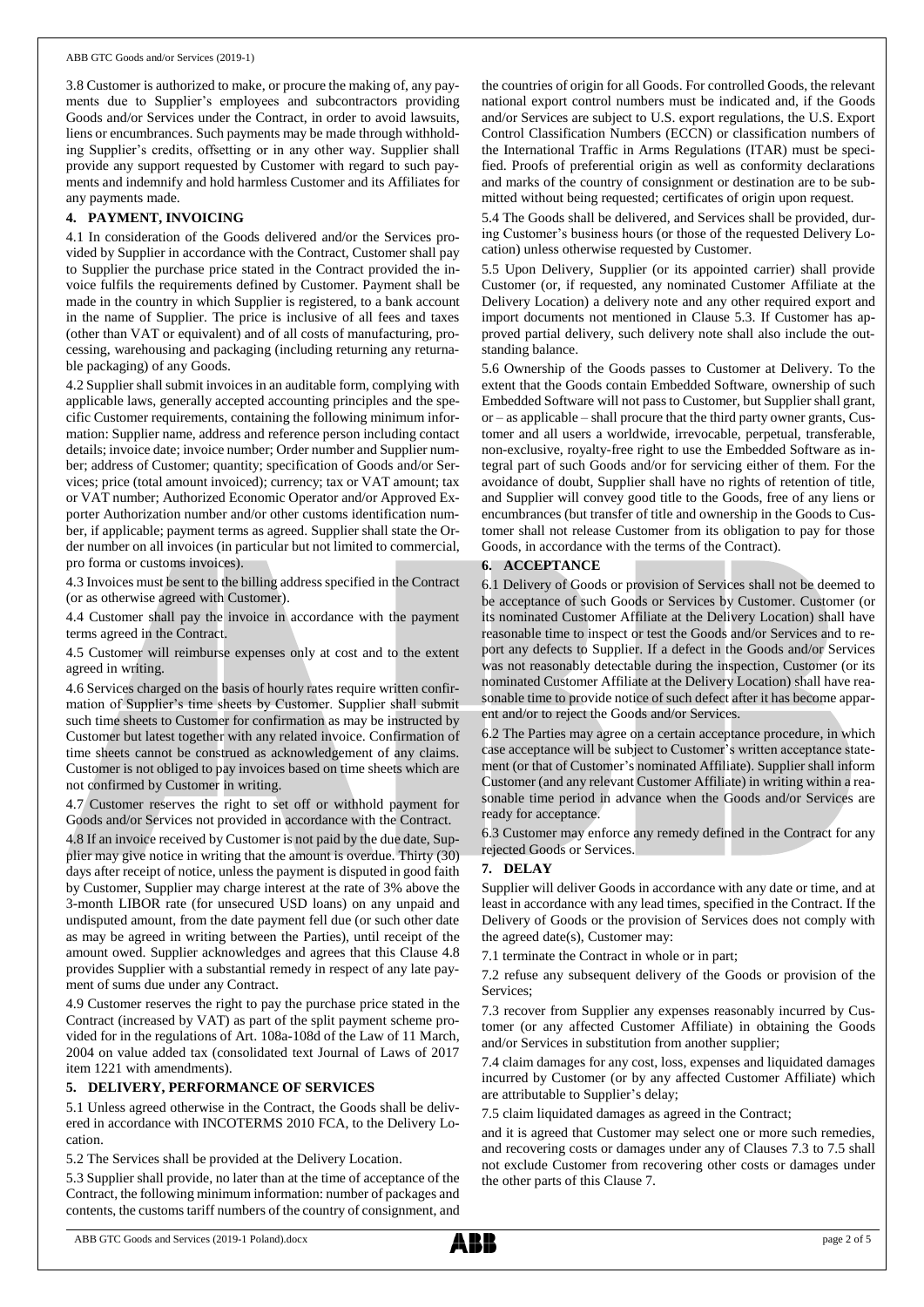3.8 Customer is authorized to make, or procure the making of, any payments due to Supplier's employees and subcontractors providing Goods and/or Services under the Contract, in order to avoid lawsuits, liens or encumbrances. Such payments may be made through withholding Supplier's credits, offsetting or in any other way. Supplier shall provide any support requested by Customer with regard to such payments and indemnify and hold harmless Customer and its Affiliates for any payments made.

## 4. PAYMENT, INVOICING

4.1 In consideration of the Goods delivered and/or the Services provided by Supplier in accordance with the Contract, Customer shall pay to Supplier the purchase price stated in the Contract provided the invoice fulfils the requirements defined by Customer. Payment shall be made in the country in which Supplier is registered, to a bank account in the name of Supplier. The price is inclusive of all fees and taxes (other than VAT or equivalent) and of all costs of manufacturing, processing, warehousing and packaging (including returning any returnable packaging) of any Goods.

4.2 Supplier shall submit invoices in an auditable form, complying with applicable laws, generally accepted accounting principles and the specific Customer requirements, containing the following minimum information: Supplier name, address and reference person including contact details; invoice date; invoice number; Order number and Supplier number; address of Customer; quantity; specification of Goods and/or Services; price (total amount invoiced); currency; tax or VAT amount; tax or VAT number; Authorized Economic Operator and/or Approved Exporter Authorization number and/or other customs identification number, if applicable; payment terms as agreed. Supplier shall state the Order number on all invoices (in particular but not limited to commercial, pro forma or customs invoices).

4.3 Invoices must be sent to the billing address specified in the Contract (or as otherwise agreed with Customer).

4.4 Customer shall pay the invoice in accordance with the payment terms agreed in the Contract.

4.5 Customer will reimburse expenses only at cost and to the extent agreed in writing.

4.6 Services charged on the basis of hourly rates require written confirmation of Supplier's time sheets by Customer. Supplier shall submit such time sheets to Customer for confirmation as may be instructed by Customer but latest together with any related invoice. Confirmation of time sheets cannot be construed as acknowledgement of any claims. Customer is not obliged to pay invoices based on time sheets which are not confirmed by Customer in writing.

4.7 Customer reserves the right to set off or withhold payment for Goods and/or Services not provided in accordance with the Contract.

4.8 If an invoice received by Customer is not paid by the due date, Supplier may give notice in writing that the amount is overdue. Thirty (30) days after receipt of notice, unless the payment is disputed in good faith by Customer, Supplier may charge interest at the rate of 3% above the 3-month LIBOR rate (for unsecured USD loans) on any unpaid and undisputed amount, from the date payment fell due (or such other date as may be agreed in writing between the Parties), until receipt of the amount owed. Supplier acknowledges and agrees that this Clause 4.8 provides Supplier with a substantial remedy in respect of any late payment of sums due under any Contract.

4.9 Customer reserves the right to pay the purchase price stated in the Contract (increased by VAT) as part of the split payment scheme provided for in the regulations of Art. 108a-108d of the Law of 11 March, 2004 on value added tax (consolidated text Journal of Laws of 2017 item 1221 with amendments).

## 5. DELIVERY, PERFORMANCE OF SERVICES

5.1 Unless agreed otherwise in the Contract, the Goods shall be delivered in accordance with INCOTERMS 2010 FCA, to the Delivery Location.

5.2 The Services shall be provided at the Delivery Location.

5.3 Supplier shall provide, no later than at the time of acceptance of the Contract, the following minimum information: number of packages and contents, the customs tariff numbers of the country of consignment, and the countries of origin for all Goods. For controlled Goods, the relevant national export control numbers must be indicated and, if the Goods and/or Services are subject to U.S. export regulations, the U.S. Export Control Classification Numbers (ECCN) or classification numbers of the International Traffic in Arms Regulations (ITAR) must be specified. Proofs of preferential origin as well as conformity declarations and marks of the country of consignment or destination are to be submitted without being requested; certificates of origin upon request.

5.4 The Goods shall be delivered, and Services shall be provided, during Customer's business hours (or those of the requested Delivery Location) unless otherwise requested by Customer.

5.5 Upon Delivery, Supplier (or its appointed carrier) shall provide Customer (or, if requested, any nominated Customer Affiliate at the Delivery Location) a delivery note and any other required export and import documents not mentioned in Clause 5.3. If Customer has approved partial delivery, such delivery note shall also include the outstanding balance.

5.6 Ownership of the Goods passes to Customer at Delivery. To the extent that the Goods contain Embedded Software, ownership of such Embedded Software will not pass to Customer, but Supplier shall grant, or – as applicable – shall procure that the third party owner grants, Customer and all users a worldwide, irrevocable, perpetual, transferable, non-exclusive, royalty-free right to use the Embedded Software as integral part of such Goods and/or for servicing either of them. For the avoidance of doubt, Supplier shall have no rights of retention of title, and Supplier will convey good title to the Goods, free of any liens or encumbrances (but transfer of title and ownership in the Goods to Customer shall not release Customer from its obligation to pay for those Goods, in accordance with the terms of the Contract).

## 6. ACCEPTANCE

6.1 Delivery of Goods or provision of Services shall not be deemed to be acceptance of such Goods or Services by Customer. Customer (or its nominated Customer Affiliate at the Delivery Location) shall have reasonable time to inspect or test the Goods and/or Services and to report any defects to Supplier. If a defect in the Goods and/or Services was not reasonably detectable during the inspection, Customer (or its nominated Customer Affiliate at the Delivery Location) shall have reasonable time to provide notice of such defect after it has become apparent and/or to reject the Goods and/or Services.

6.2 The Parties may agree on a certain acceptance procedure, in which case acceptance will be subject to Customer's written acceptance statement (or that of Customer's nominated Affiliate). Supplier shall inform Customer (and any relevant Customer Affiliate) in writing within a reasonable time period in advance when the Goods and/or Services are ready for acceptance.

6.3 Customer may enforce any remedy defined in the Contract for any rejected Goods or Services.

## 7. DELAY

Supplier will deliver Goods in accordance with any date or time, and at least in accordance with any lead times, specified in the Contract. If the Delivery of Goods or the provision of Services does not comply with the agreed date(s), Customer may:

7.1 terminate the Contract in whole or in part;

7.2 refuse any subsequent delivery of the Goods or provision of the Services;

7.3 recover from Supplier any expenses reasonably incurred by Customer (or any affected Customer Affiliate) in obtaining the Goods and/or Services in substitution from another supplier;

7.4 claim damages for any cost, loss, expenses and liquidated damages incurred by Customer (or by any affected Customer Affiliate) which are attributable to Supplier's delay;

7.5 claim liquidated damages as agreed in the Contract;

and it is agreed that Customer may select one or more such remedies, and recovering costs or damages under any of Clauses 7.3 to 7.5 shall not exclude Customer from recovering other costs or damages under the other parts of this Clause 7.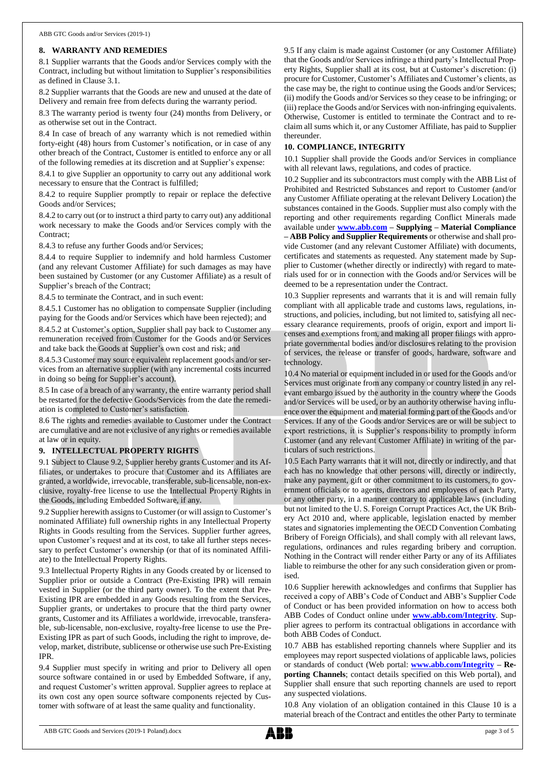## 8. WARRANTY AND REMEDIES

8.1 Supplier warrants that the Goods and/or Services comply with the Contract, including but without limitation to Supplier's responsibilities as defined in Clause 3.1.

8.2 Supplier warrants that the Goods are new and unused at the date of Delivery and remain free from defects during the warranty period.

8.3 The warranty period is twenty four (24) months from Delivery, or as otherwise set out in the Contract.

8.4 In case of breach of any warranty which is not remedied within forty-eight (48) hours from Customer's notification, or in case of any other breach of the Contract, Customer is entitled to enforce any or all of the following remedies at its discretion and at Supplier's expense:

8.4.1 to give Supplier an opportunity to carry out any additional work necessary to ensure that the Contract is fulfilled;

8.4.2 to require Supplier promptly to repair or replace the defective Goods and/or Services;

8.4.2 to carry out (or to instruct a third party to carry out) any additional work necessary to make the Goods and/or Services comply with the Contract;

8.4.3 to refuse any further Goods and/or Services;

8.4.4 to require Supplier to indemnify and hold harmless Customer (and any relevant Customer Affiliate) for such damages as may have been sustained by Customer (or any Customer Affiliate) as a result of Supplier's breach of the Contract;

8.4.5 to terminate the Contract, and in such event:

8.4.5.1 Customer has no obligation to compensate Supplier (including paying for the Goods and/or Services which have been rejected); and

8.4.5.2 at Customer's option, Supplier shall pay back to Customer any remuneration received from Customer for the Goods and/or Services and take back the Goods at Supplier's own cost and risk; and

8.4.5.3 Customer may source equivalent replacement goods and/or services from an alternative supplier (with any incremental costs incurred in doing so being for Supplier's account).

8.5 In case of a breach of any warranty, the entire warranty period shall be restarted for the defective Goods/Services from the date the remediation is completed to Customer's satisfaction.

8.6 The rights and remedies available to Customer under the Contract are cumulative and are not exclusive of any rights or remedies available at law or in equity.

## 9. INTELLECTUAL PROPERTY RIGHTS

9.1 Subject to Clause 9.2, Supplier hereby grants Customer and its Affiliates, or undertakes to procure that Customer and its Affiliates are granted, a worldwide, irrevocable, transferable, sub-licensable, non-exclusive, royalty-free license to use the Intellectual Property Rights in the Goods, including Embedded Software, if any.

9.2 Supplier herewith assigns to Customer (or will assign to Customer's nominated Affiliate) full ownership rights in any Intellectual Property Rights in Goods resulting from the Services. Supplier further agrees, upon Customer's request and at its cost, to take all further steps necessary to perfect Customer's ownership (or that of its nominated Affiliate) to the Intellectual Property Rights.

9.3 Intellectual Property Rights in any Goods created by or licensed to Supplier prior or outside a Contract (Pre-Existing IPR) will remain vested in Supplier (or the third party owner). To the extent that Pre-Existing IPR are embedded in any Goods resulting from the Services, Supplier grants, or undertakes to procure that the third party owner grants, Customer and its Affiliates a worldwide, irrevocable, transferable, sub-licensable, non-exclusive, royalty-free license to use the Pre-Existing IPR as part of such Goods, including the right to improve, develop, market, distribute, sublicense or otherwise use such Pre-Existing IPR.

9.4 Supplier must specify in writing and prior to Delivery all open source software contained in or used by Embedded Software, if any, and request Customer's written approval. Supplier agrees to replace at its own cost any open source software components rejected by Customer with software of at least the same quality and functionality.

9.5 If any claim is made against Customer (or any Customer Affiliate) that the Goods and/or Services infringe a third party's Intellectual Property Rights, Supplier shall at its cost, but at Customer's discretion: (i) procure for Customer, Customer's Affiliates and Customer's clients, as the case may be, the right to continue using the Goods and/or Services; (ii) modify the Goods and/or Services so they cease to be infringing; or (iii) replace the Goods and/or Services with non-infringing equivalents. Otherwise, Customer is entitled to terminate the Contract and to reclaim all sums which it, or any Customer Affiliate, has paid to Supplier thereunder.

## 10. COMPLIANCE, INTEGRITY

10.1 Supplier shall provide the Goods and/or Services in compliance with all relevant laws, regulations, and codes of practice.

10.2 Supplier and its subcontractors must comply with the ABB List of Prohibited and Restricted Substances and report to Customer (and/or any Customer Affiliate operating at the relevant Delivery Location) the substances contained in the Goods. Supplier must also comply with the reporting and other requirements regarding Conflict Minerals made available under **www.abb.com – Supplying – Material Compliance – ABB Policy and Supplier Requirements** or otherwise and shall provide Customer (and any relevant Customer Affiliate) with documents, certificates and statements as requested. Any statement made by Supplier to Customer (whether directly or indirectly) with regard to materials used for or in connection with the Goods and/or Services will be deemed to be a representation under the Contract.

10.3 Supplier represents and warrants that it is and will remain fully compliant with all applicable trade and customs laws, regulations, instructions, and policies, including, but not limited to, satisfying all necessary clearance requirements, proofs of origin, export and import licenses and exemptions from, and making all proper filings with appropriate governmental bodies and/or disclosures relating to the provision of services, the release or transfer of goods, hardware, software and technology.

10.4 No material or equipment included in or used for the Goods and/or Services must originate from any company or country listed in any relevant embargo issued by the authority in the country where the Goods and/or Services will be used, or by an authority otherwise having influence over the equipment and material forming part of the Goods and/or Services. If any of the Goods and/or Services are or will be subject to export restrictions, it is Supplier's responsibility to promptly inform Customer (and any relevant Customer Affiliate) in writing of the particulars of such restrictions.

10.5 Each Party warrants that it will not, directly or indirectly, and that each has no knowledge that other persons will, directly or indirectly, make any payment, gift or other commitment to its customers, to government officials or to agents, directors and employees of each Party, or any other party, in a manner contrary to applicable laws (including but not limited to the U. S. Foreign Corrupt Practices Act, the UK Bribery Act 2010 and, where applicable, legislation enacted by member states and signatories implementing the OECD Convention Combating Bribery of Foreign Officials), and shall comply with all relevant laws, regulations, ordinances and rules regarding bribery and corruption. Nothing in the Contract will render either Party or any of its Affiliates liable to reimburse the other for any such consideration given or promised.

10.6 Supplier herewith acknowledges and confirms that Supplier has received a copy of ABB's Code of Conduct and ABB's Supplier Code of Conduct or has been provided information on how to access both ABB Codes of Conduct online under **www.abb.com/Integrity**. Supplier agrees to perform its contractual obligations in accordance with both ABB Codes of Conduct.

10.7 ABB has established reporting channels where Supplier and its employees may report suspected violations of applicable laws, policies or standards of conduct (Web portal: **www.abb.com/Integrity – Reporting Channels**; contact details specified on this Web portal), and Supplier shall ensure that such reporting channels are used to report any suspected violations.

10.8 Any violation of an obligation contained in this Clause 10 is a material breach of the Contract and entitles the other Party to terminate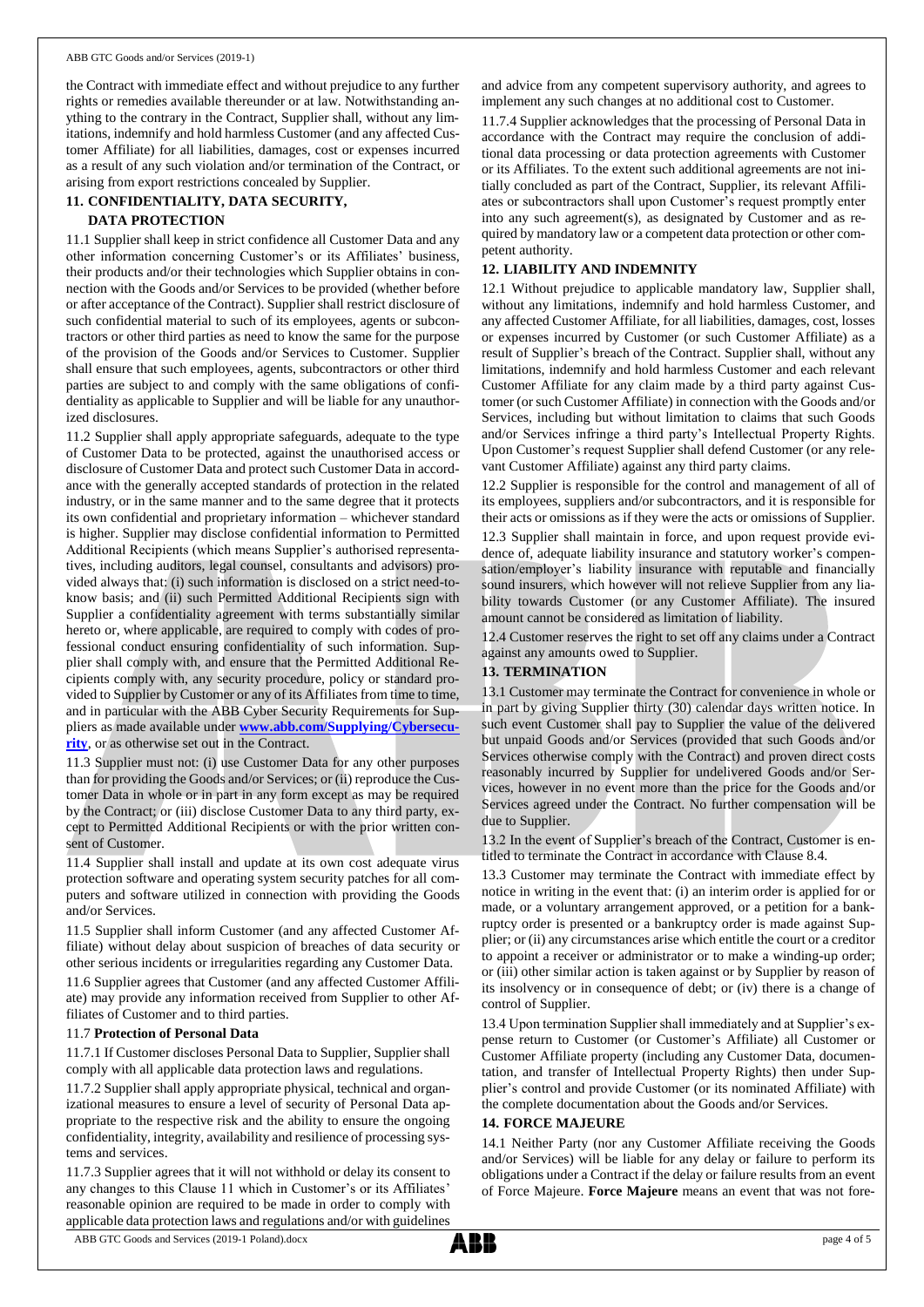the Contract with immediate effect and without prejudice to any further rights or remedies available thereunder or at law. Notwithstanding anything to the contrary in the Contract, Supplier shall, without any limitations, indemnify and hold harmless Customer (and any affected Customer Affiliate) for all liabilities, damages, cost or expenses incurred as a result of any such violation and/or termination of the Contract, or arising from export restrictions concealed by Supplier.

## 11. CONFIDENTIALITY, DATA SECURITY, DATA PROTECTION

11.1 Supplier shall keep in strict confidence all Customer Data and any other information concerning Customer's or its Affiliates' business, their products and/or their technologies which Supplier obtains in connection with the Goods and/or Services to be provided (whether before or after acceptance of the Contract). Supplier shall restrict disclosure of such confidential material to such of its employees, agents or subcontractors or other third parties as need to know the same for the purpose of the provision of the Goods and/or Services to Customer. Supplier shall ensure that such employees, agents, subcontractors or other third parties are subject to and comply with the same obligations of confidentiality as applicable to Supplier and will be liable for any unauthorized disclosures.

11.2 Supplier shall apply appropriate safeguards, adequate to the type of Customer Data to be protected, against the unauthorised access or disclosure of Customer Data and protect such Customer Data in accordance with the generally accepted standards of protection in the related industry, or in the same manner and to the same degree that it protects its own confidential and proprietary information – whichever standard is higher. Supplier may disclose confidential information to Permitted Additional Recipients (which means Supplier's authorised representatives, including auditors, legal counsel, consultants and advisors) provided always that: (i) such information is disclosed on a strict need-to-know basis; and (ii) such Permitted Additional Recipients sign with Supplier a confidentiality agreement with terms substantially similar hereto or, where applicable, are required to comply with codes of professional conduct ensuring confidentiality of such information. Supplier shall comply with, and ensure that the Permitted Additional Recipients comply with, any security procedure, policy or standard provided to Supplier by Customer or any of its Affiliates from time to time, and in particular with the ABB Cyber Security Requirements for Suppliers as made available under **www.abb.com/Supplying/Cybersecurity**, or as otherwise set out in the Contract.

11.3 Supplier must not: (i) use Customer Data for any other purposes than for providing the Goods and/or Services; or (ii) reproduce the Customer Data in whole or in part in any form except as may be required by the Contract; or (iii) disclose Customer Data to any third party, except to Permitted Additional Recipients or with the prior written consent of Customer.

11.4 Supplier shall install and update at its own cost adequate virus protection software and operating system security patches for all computers and software utilized in connection with providing the Goods and/or Services.

11.5 Supplier shall inform Customer (and any affected Customer Affiliate) without delay about suspicion of breaches of data security or other serious incidents or irregularities regarding any Customer Data.

11.6 Supplier agrees that Customer (and any affected Customer Affiliate) may provide any information received from Supplier to other Affiliates of Customer and to third parties.

11.7 **Protection of Personal Data**

11.7.1 If Customer discloses Personal Data to Supplier, Supplier shall comply with all applicable data protection laws and regulations.

11.7.2 Supplier shall apply appropriate physical, technical and organizational measures to ensure a level of security of Personal Data appropriate to the respective risk and the ability to ensure the ongoing confidentiality, integrity, availability and resilience of processing systems and services.

11.7.3 Supplier agrees that it will not withhold or delay its consent to any changes to this Clause 11 which in Customer's or its Affiliates' reasonable opinion are required to be made in order to comply with applicable data protection laws and regulations and/or with guidelines and advice from any competent supervisory authority, and agrees to implement any such changes at no additional cost to Customer.

11.7.4 Supplier acknowledges that the processing of Personal Data in accordance with the Contract may require the conclusion of additional data processing or data protection agreements with Customer or its Affiliates. To the extent such additional agreements are not initially concluded as part of the Contract, Supplier, its relevant Affiliates or subcontractors shall upon Customer's request promptly enter into any such agreement(s), as designated by Customer and as required by mandatory law or a competent data protection or other competent authority.

## 12. LIABILITY AND INDEMNITY

12.1 Without prejudice to applicable mandatory law, Supplier shall, without any limitations, indemnify and hold harmless Customer, and any affected Customer Affiliate, for all liabilities, damages, cost, losses or expenses incurred by Customer (or such Customer Affiliate) as a result of Supplier's breach of the Contract. Supplier shall, without any limitations, indemnify and hold harmless Customer and each relevant Customer Affiliate for any claim made by a third party against Customer (or such Customer Affiliate) in connection with the Goods and/or Services, including but without limitation to claims that such Goods and/or Services infringe a third party's Intellectual Property Rights. Upon Customer's request Supplier shall defend Customer (or any relevant Customer Affiliate) against any third party claims.

12.2 Supplier is responsible for the control and management of all of its employees, suppliers and/or subcontractors, and it is responsible for their acts or omissions as if they were the acts or omissions of Supplier.

12.3 Supplier shall maintain in force, and upon request provide evidence of, adequate liability insurance and statutory worker's compensation/employer's liability insurance with reputable and financially sound insurers, which however will not relieve Supplier from any liability towards Customer (or any Customer Affiliate). The insured amount cannot be considered as limitation of liability.

12.4 Customer reserves the right to set off any claims under a Contract against any amounts owed to Supplier.

## 13. TERMINATION

13.1 Customer may terminate the Contract for convenience in whole or in part by giving Supplier thirty (30) calendar days written notice. In such event Customer shall pay to Supplier the value of the delivered but unpaid Goods and/or Services (provided that such Goods and/or Services otherwise comply with the Contract) and proven direct costs reasonably incurred by Supplier for undelivered Goods and/or Services, however in no event more than the price for the Goods and/or Services agreed under the Contract. No further compensation will be due to Supplier.

13.2 In the event of Supplier's breach of the Contract, Customer is entitled to terminate the Contract in accordance with Clause 8.4.

13.3 Customer may terminate the Contract with immediate effect by notice in writing in the event that: (i) an interim order is applied for or made, or a voluntary arrangement approved, or a petition for a bankruptcy order is presented or a bankruptcy order is made against Supplier; or (ii) any circumstances arise which entitle the court or a creditor to appoint a receiver or administrator or to make a winding-up order; or (iii) other similar action is taken against or by Supplier by reason of its insolvency or in consequence of debt; or (iv) there is a change of control of Supplier.

13.4 Upon termination Supplier shall immediately and at Supplier's expense return to Customer (or Customer's Affiliate) all Customer or Customer Affiliate property (including any Customer Data, documentation, and transfer of Intellectual Property Rights) then under Supplier's control and provide Customer (or its nominated Affiliate) with the complete documentation about the Goods and/or Services.

## 14. FORCE MAJEURE

14.1 Neither Party (nor any Customer Affiliate receiving the Goods and/or Services) will be liable for any delay or failure to perform its obligations under a Contract if the delay or failure results from an event of Force Majeure. **Force Majeure** means an event that was not fore-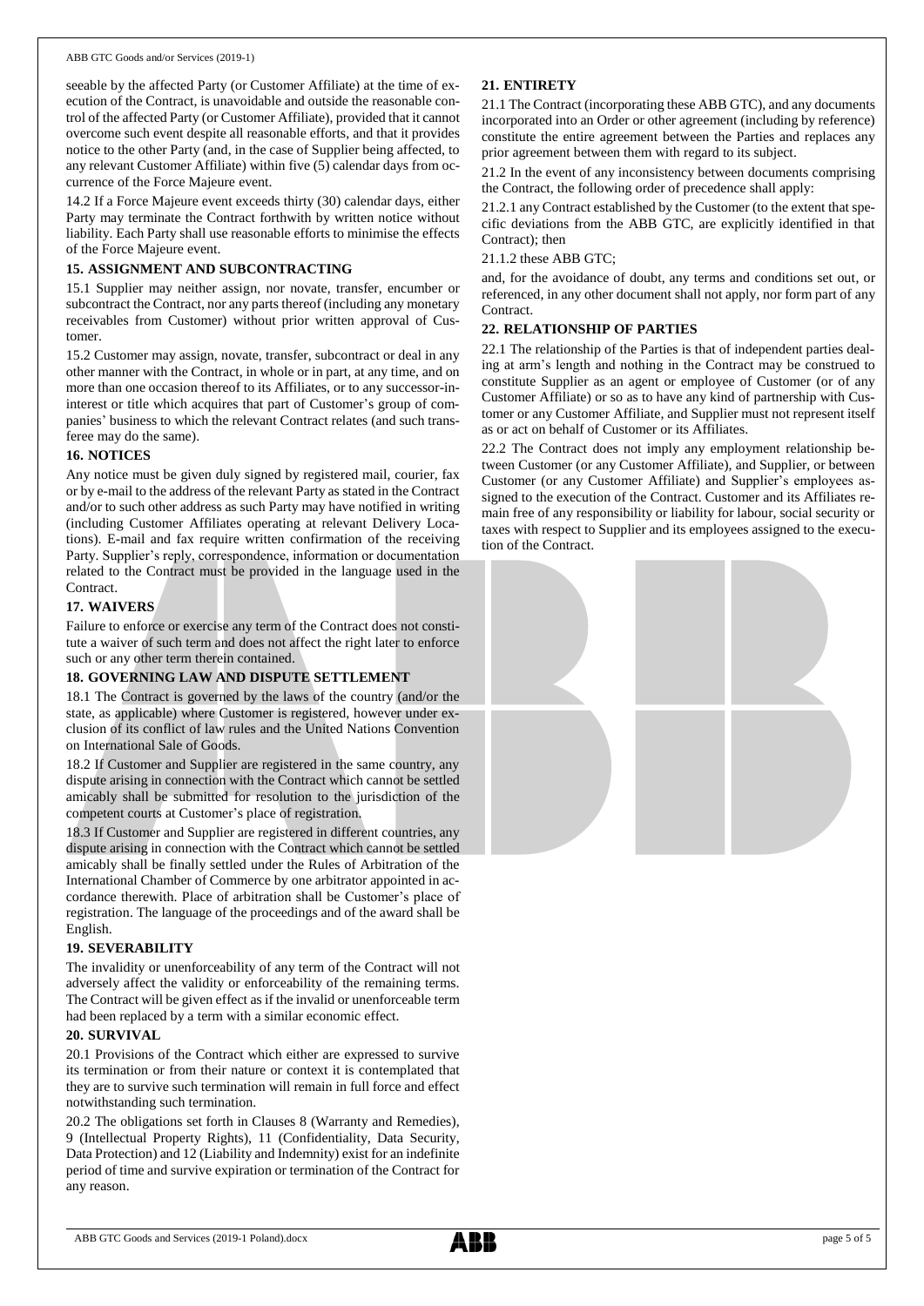seeable by the affected Party (or Customer Affiliate) at the time of execution of the Contract, is unavoidable and outside the reasonable control of the affected Party (or Customer Affiliate), provided that it cannot overcome such event despite all reasonable efforts, and that it provides notice to the other Party (and, in the case of Supplier being affected, to any relevant Customer Affiliate) within five (5) calendar days from occurrence of the Force Majeure event.

14.2 If a Force Majeure event exceeds thirty (30) calendar days, either Party may terminate the Contract forthwith by written notice without liability. Each Party shall use reasonable efforts to minimise the effects of the Force Majeure event.

## 15. ASSIGNMENT AND SUBCONTRACTING

15.1 Supplier may neither assign, nor novate, transfer, encumber or subcontract the Contract, nor any parts thereof (including any monetary receivables from Customer) without prior written approval of Customer.

15.2 Customer may assign, novate, transfer, subcontract or deal in any other manner with the Contract, in whole or in part, at any time, and on more than one occasion thereof to its Affiliates, or to any successor-in-interest or title which acquires that part of Customer's group of companies' business to which the relevant Contract relates (and such transferee may do the same).

## 16. NOTICES

Any notice must be given duly signed by registered mail, courier, fax or by e-mail to the address of the relevant Party as stated in the Contract and/or to such other address as such Party may have notified in writing (including Customer Affiliates operating at relevant Delivery Locations). E-mail and fax require written confirmation of the receiving Party. Supplier's reply, correspondence, information or documentation related to the Contract must be provided in the language used in the Contract.

## 17. WAIVERS

Failure to enforce or exercise any term of the Contract does not constitute a waiver of such term and does not affect the right later to enforce such or any other term therein contained.

## 18. GOVERNING LAW AND DISPUTE SETTLEMENT

18.1 The Contract is governed by the laws of the country (and/or the state, as applicable) where Customer is registered, however under exclusion of its conflict of law rules and the United Nations Convention on International Sale of Goods.

18.2 If Customer and Supplier are registered in the same country, any dispute arising in connection with the Contract which cannot be settled amicably shall be submitted for resolution to the jurisdiction of the competent courts at Customer's place of registration.

18.3 If Customer and Supplier are registered in different countries, any dispute arising in connection with the Contract which cannot be settled amicably shall be finally settled under the Rules of Arbitration of the International Chamber of Commerce by one arbitrator appointed in accordance therewith. Place of arbitration shall be Customer's place of registration. The language of the proceedings and of the award shall be English.

## 19. SEVERABILITY

The invalidity or unenforceability of any term of the Contract will not adversely affect the validity or enforceability of the remaining terms. The Contract will be given effect as if the invalid or unenforceable term had been replaced by a term with a similar economic effect.

## 20. SURVIVAL

20.1 Provisions of the Contract which either are expressed to survive its termination or from their nature or context it is contemplated that they are to survive such termination will remain in full force and effect notwithstanding such termination.

20.2 The obligations set forth in Clauses 8 (Warranty and Remedies), 9 (Intellectual Property Rights), 11 (Confidentiality, Data Security, Data Protection) and 12 (Liability and Indemnity) exist for an indefinite period of time and survive expiration or termination of the Contract for any reason.

## 21. ENTIRETY

21.1 The Contract (incorporating these ABB GTC), and any documents incorporated into an Order or other agreement (including by reference) constitute the entire agreement between the Parties and replaces any prior agreement between them with regard to its subject.

21.2 In the event of any inconsistency between documents comprising the Contract, the following order of precedence shall apply:

21.2.1 any Contract established by the Customer (to the extent that specific deviations from the ABB GTC, are explicitly identified in that Contract); then

21.1.2 these ABB GTC;

and, for the avoidance of doubt, any terms and conditions set out, or referenced, in any other document shall not apply, nor form part of any Contract.

## 22. RELATIONSHIP OF PARTIES

22.1 The relationship of the Parties is that of independent parties dealing at arm's length and nothing in the Contract may be construed to constitute Supplier as an agent or employee of Customer (or of any Customer Affiliate) or so as to have any kind of partnership with Customer or any Customer Affiliate, and Supplier must not represent itself as or act on behalf of Customer or its Affiliates.

22.2 The Contract does not imply any employment relationship between Customer (or any Customer Affiliate), and Supplier, or between Customer (or any Customer Affiliate) and Supplier's employees assigned to the execution of the Contract. Customer and its Affiliates remain free of any responsibility or liability for labour, social security or taxes with respect to Supplier and its employees assigned to the execution of the Contract.